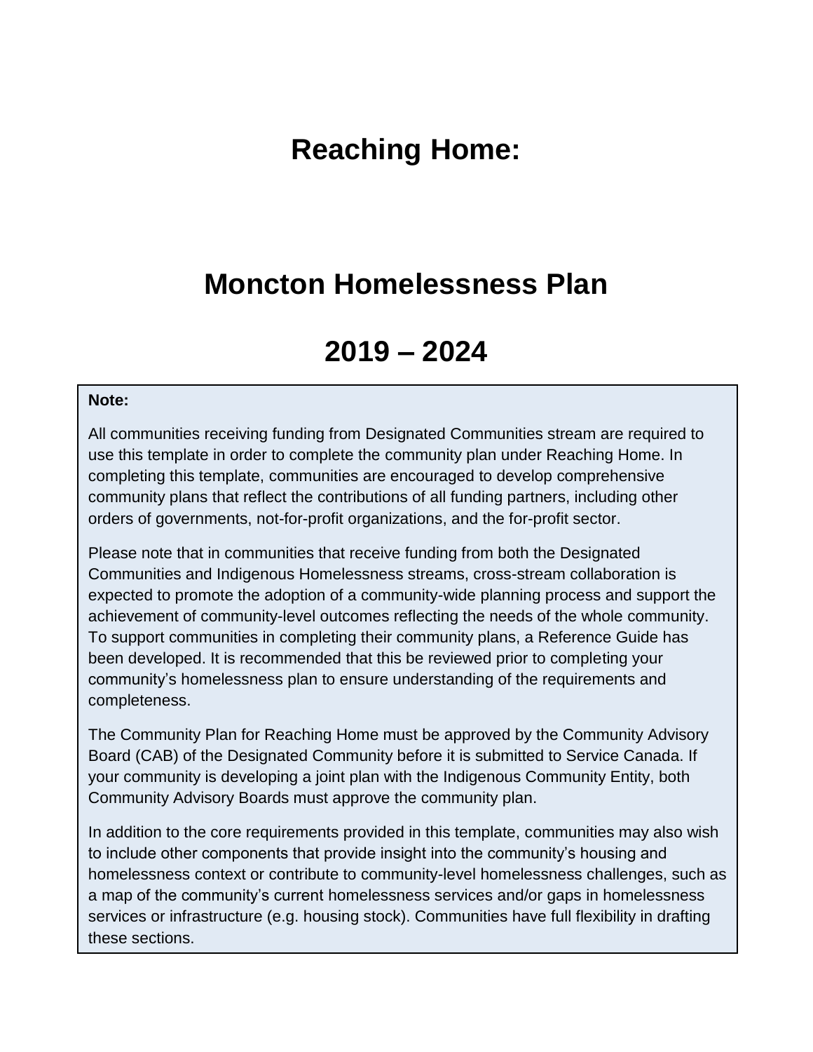# Reaching Home:

# Moncton Homelessness Plan

# 2019 – 2024

**Note:**

All communities receiving funding from Designated Communities stream are required to use this template in order to complete the community plan under Reaching Home. In completing this template, communities are encouraged to develop comprehensive community plans that reflect the contributions of all funding partners, including other orders of governments, not-for-profit organizations, and the for-profit sector.

Please note that in communities that receive funding from both the Designated Communities and Indigenous Homelessness streams, cross-stream collaboration is expected to promote the adoption of a community-wide planning process and support the achievement of community-level outcomes reflecting the needs of the whole community. To support communities in completing their community plans, a Reference Guide has been developed. It is recommended that this be reviewed prior to completing your community's homelessness plan to ensure understanding of the requirements and completeness.

The Community Plan for Reaching Home must be approved by the Community Advisory Board (CAB) of the Designated Community before it is submitted to Service Canada. If your community is developing a joint plan with the Indigenous Community Entity, both Community Advisory Boards must approve the community plan.

In addition to the core requirements provided in this template, communities may also wish to include other components that provide insight into the community's housing and homelessness context or contribute to community-level homelessness challenges, such as a map of the community's current homelessness services and/or gaps in homelessness services or infrastructure (e.g. housing stock). Communities have full flexibility in drafting these sections.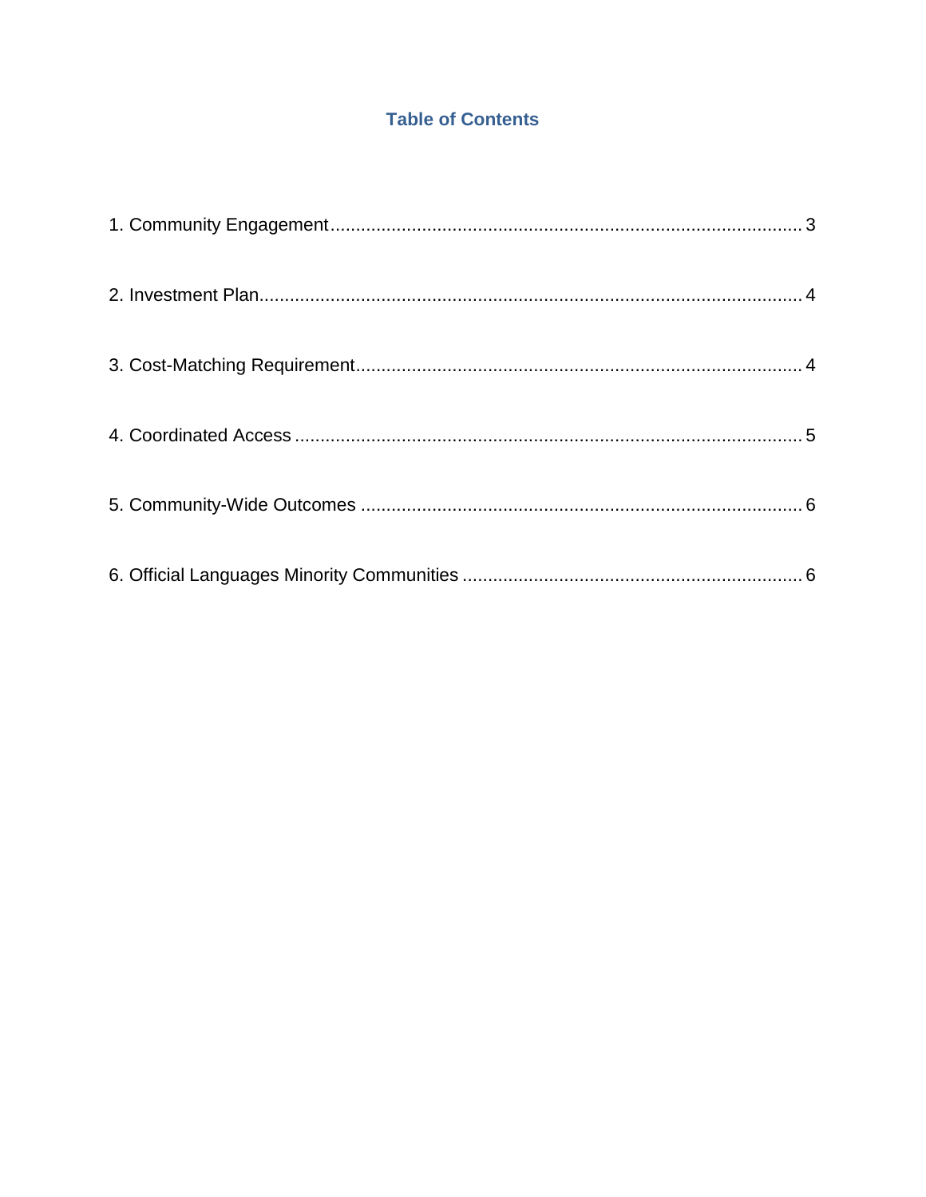## Table of Contents

1. Community Engagement ..... 3
2. Investment Plan ..... 4
3. Cost-Matching Requirement ..... 4
4. Coordinated Access ..... 5
5. Community-Wide Outcomes ..... 6
6. Official Languages Minority Communities ..... 6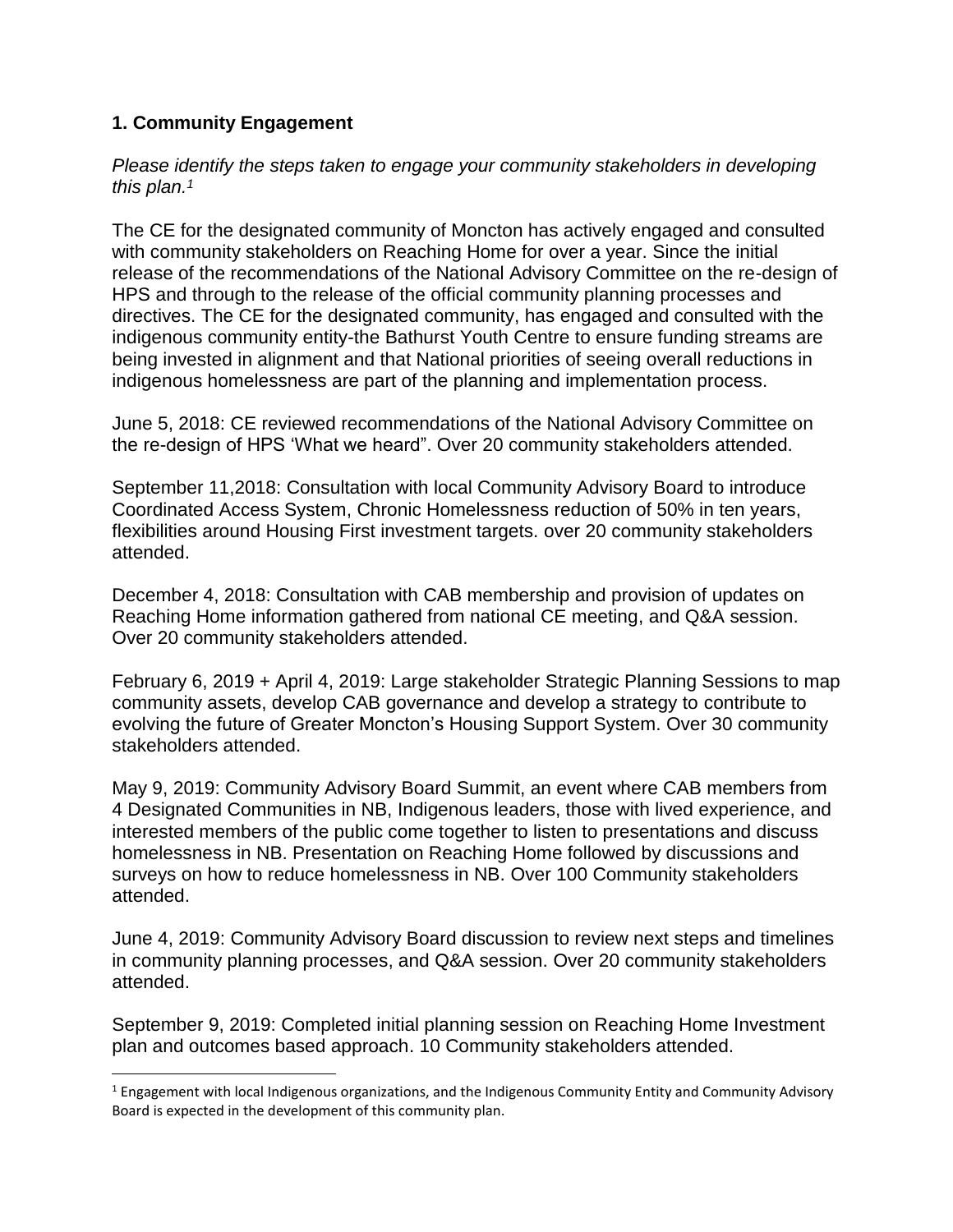## 1. Community Engagement

*Please identify the steps taken to engage your community stakeholders in developing this plan.*[1]

The CE for the designated community of Moncton has actively engaged and consulted with community stakeholders on Reaching Home for over a year. Since the initial release of the recommendations of the National Advisory Committee on the re-design of HPS and through to the release of the official community planning processes and directives. The CE for the designated community, has engaged and consulted with the indigenous community entity-the Bathurst Youth Centre to ensure funding streams are being invested in alignment and that National priorities of seeing overall reductions in indigenous homelessness are part of the planning and implementation process.

June 5, 2018: CE reviewed recommendations of the National Advisory Committee on the re-design of HPS 'What we heard". Over 20 community stakeholders attended.

September 11,2018: Consultation with local Community Advisory Board to introduce Coordinated Access System, Chronic Homelessness reduction of 50% in ten years, flexibilities around Housing First investment targets. over 20 community stakeholders attended.

December 4, 2018: Consultation with CAB membership and provision of updates on Reaching Home information gathered from national CE meeting, and Q&A session. Over 20 community stakeholders attended.

February 6, 2019 + April 4, 2019: Large stakeholder Strategic Planning Sessions to map community assets, develop CAB governance and develop a strategy to contribute to evolving the future of Greater Moncton's Housing Support System. Over 30 community stakeholders attended.

May 9, 2019: Community Advisory Board Summit, an event where CAB members from 4 Designated Communities in NB, Indigenous leaders, those with lived experience, and interested members of the public come together to listen to presentations and discuss homelessness in NB. Presentation on Reaching Home followed by discussions and surveys on how to reduce homelessness in NB. Over 100 Community stakeholders attended.

June 4, 2019: Community Advisory Board discussion to review next steps and timelines in community planning processes, and Q&A session. Over 20 community stakeholders attended.

September 9, 2019: Completed initial planning session on Reaching Home Investment plan and outcomes based approach. 10 Community stakeholders attended.

[1] Engagement with local Indigenous organizations, and the Indigenous Community Entity and Community Advisory Board is expected in the development of this community plan.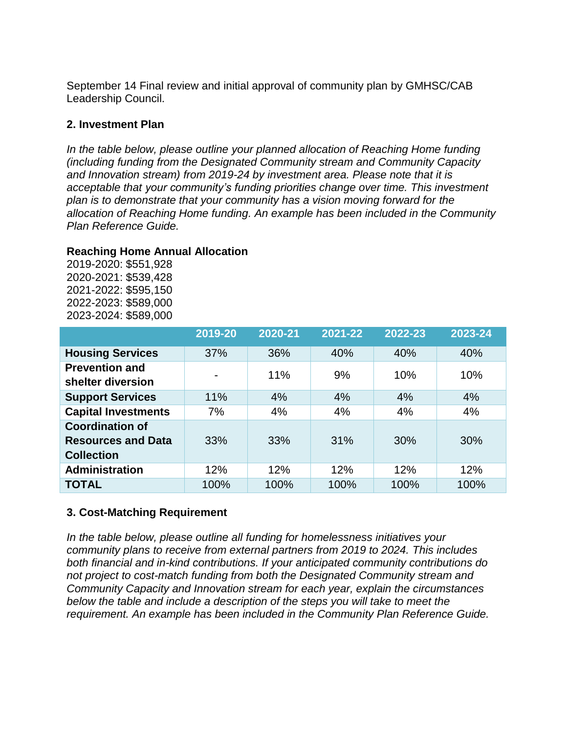September 14 Final review and initial approval of community plan by GMHSC/CAB Leadership Council.

## 2. Investment Plan

*In the table below, please outline your planned allocation of Reaching Home funding (including funding from the Designated Community stream and Community Capacity and Innovation stream) from 2019-24 by investment area. Please note that it is acceptable that your community's funding priorities change over time. This investment plan is to demonstrate that your community has a vision moving forward for the allocation of Reaching Home funding. An example has been included in the Community Plan Reference Guide.*

**Reaching Home Annual Allocation**
2019-2020: $551,928
2020-2021: $539,428
2021-2022: $595,150
2022-2023: $589,000
2023-2024: $589,000

| | 2019-20 | 2020-21 | 2021-22 | 2022-23 | 2023-24 |
|---|---|---|---|---|---|
| **Housing Services** | 37% | 36% | 40% | 40% | 40% |
| **Prevention and shelter diversion** | - | 11% | 9% | 10% | 10% |
| **Support Services** | 11% | 4% | 4% | 4% | 4% |
| **Capital Investments** | 7% | 4% | 4% | 4% | 4% |
| **Coordination of Resources and Data Collection** | 33% | 33% | 31% | 30% | 30% |
| **Administration** | 12% | 12% | 12% | 12% | 12% |
| **TOTAL** | 100% | 100% | 100% | 100% | 100% |

## 3. Cost-Matching Requirement

*In the table below, please outline all funding for homelessness initiatives your community plans to receive from external partners from 2019 to 2024. This includes both financial and in-kind contributions. If your anticipated community contributions do not project to cost-match funding from both the Designated Community stream and Community Capacity and Innovation stream for each year, explain the circumstances below the table and include a description of the steps you will take to meet the requirement. An example has been included in the Community Plan Reference Guide.*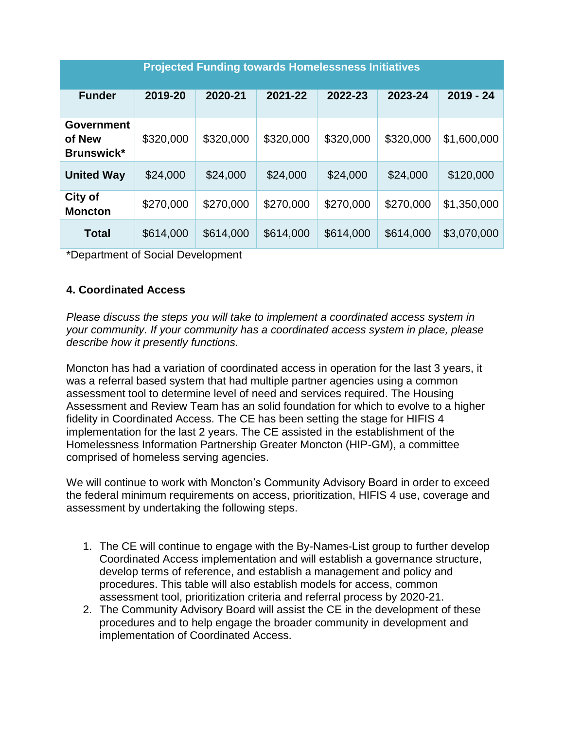| Projected Funding towards Homelessness Initiatives | | | | | | |
|---|---|---|---|---|---|---|
| **Funder** | **2019-20** | **2020-21** | **2021-22** | **2022-23** | **2023-24** | **2019 - 24** |
| **Government of New Brunswick*** | $320,000 | $320,000 | $320,000 | $320,000 | $320,000 | $1,600,000 |
| **United Way** | $24,000 | $24,000 | $24,000 | $24,000 | $24,000 | $120,000 |
| **City of Moncton** | $270,000 | $270,000 | $270,000 | $270,000 | $270,000 | $1,350,000 |
| **Total** | $614,000 | $614,000 | $614,000 | $614,000 | $614,000 | $3,070,000 |

*Department of Social Development

### 4. Coordinated Access

*Please discuss the steps you will take to implement a coordinated access system in your community. If your community has a coordinated access system in place, please describe how it presently functions.*

Moncton has had a variation of coordinated access in operation for the last 3 years, it was a referral based system that had multiple partner agencies using a common assessment tool to determine level of need and services required. The Housing Assessment and Review Team has an solid foundation for which to evolve to a higher fidelity in Coordinated Access. The CE has been setting the stage for HIFIS 4 implementation for the last 2 years. The CE assisted in the establishment of the Homelessness Information Partnership Greater Moncton (HIP-GM), a committee comprised of homeless serving agencies.

We will continue to work with Moncton's Community Advisory Board in order to exceed the federal minimum requirements on access, prioritization, HIFIS 4 use, coverage and assessment by undertaking the following steps.

1. The CE will continue to engage with the By-Names-List group to further develop Coordinated Access implementation and will establish a governance structure, develop terms of reference, and establish a management and policy and procedures. This table will also establish models for access, common assessment tool, prioritization criteria and referral process by 2020-21.
2. The Community Advisory Board will assist the CE in the development of these procedures and to help engage the broader community in development and implementation of Coordinated Access.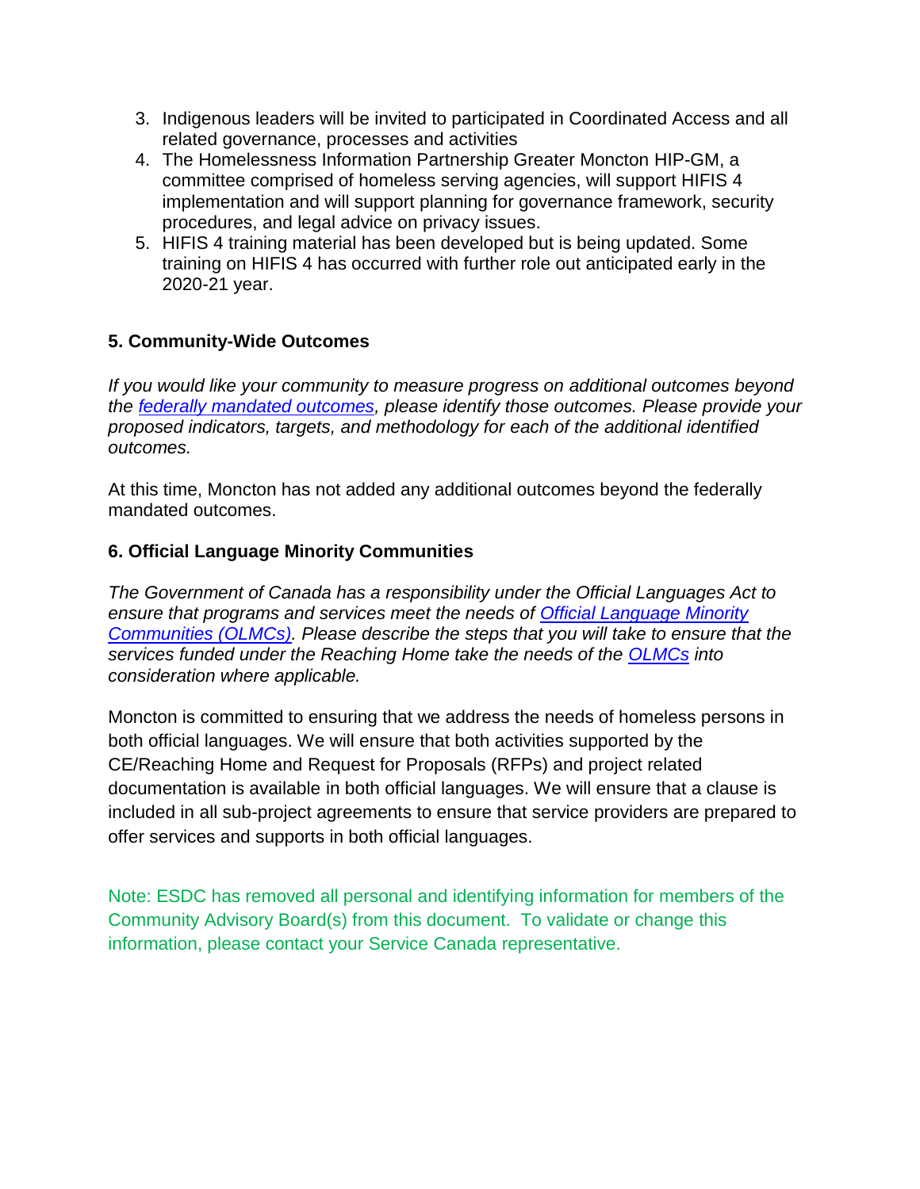3. Indigenous leaders will be invited to participated in Coordinated Access and all related governance, processes and activities
4. The Homelessness Information Partnership Greater Moncton HIP-GM, a committee comprised of homeless serving agencies, will support HIFIS 4 implementation and will support planning for governance framework, security procedures, and legal advice on privacy issues.
5. HIFIS 4 training material has been developed but is being updated. Some training on HIFIS 4 has occurred with further role out anticipated early in the 2020-21 year.

### 5. Community-Wide Outcomes

*If you would like your community to measure progress on additional outcomes beyond the federally mandated outcomes, please identify those outcomes. Please provide your proposed indicators, targets, and methodology for each of the additional identified outcomes.*

At this time, Moncton has not added any additional outcomes beyond the federally mandated outcomes.

### 6. Official Language Minority Communities

*The Government of Canada has a responsibility under the Official Languages Act to ensure that programs and services meet the needs of Official Language Minority Communities (OLMCs). Please describe the steps that you will take to ensure that the services funded under the Reaching Home take the needs of the OLMCs into consideration where applicable.*

Moncton is committed to ensuring that we address the needs of homeless persons in both official languages. We will ensure that both activities supported by the CE/Reaching Home and Request for Proposals (RFPs) and project related documentation is available in both official languages. We will ensure that a clause is included in all sub-project agreements to ensure that service providers are prepared to offer services and supports in both official languages.

Note: ESDC has removed all personal and identifying information for members of the Community Advisory Board(s) from this document. To validate or change this information, please contact your Service Canada representative.